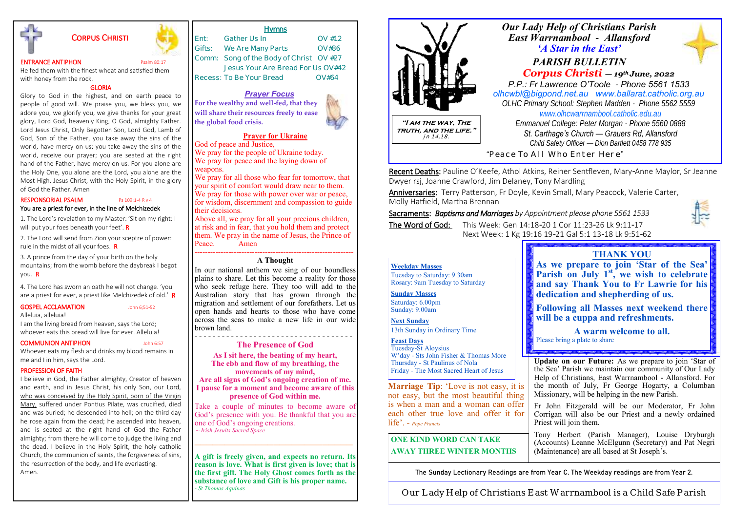# CORPUS CHRISTI

**ENTRANCE ANTIPHON** Psalm 80:17

He fed them with the finest wheat and satisfied them with honey from the rock.

**GLORIA**

Glory to God in the highest, and on earth peace to people of good will. We praise you, we bless you, we adore you, we glorify you, we give thanks for your great glory, Lord God, heavenly King, O God, almighty Father. Lord Jesus Christ, Only Begotten Son, Lord God, Lamb of God, Son of the Father, you take away the sins of the world, have mercy on us; you take away the sins of the world, receive our prayer; you are seated at the right hand of the Father, have mercy on us. For you alone are the Holy One, you alone are the Lord, you alone are the Most High, Jesus Christ, with the Holy Spirit, in the glory of God the Father. Amen

**RESPONSORIAL PSALM** Ps 109:1-4 R v 4

You are a priest for ever, in the line of Melchizedek

1. The Lord's revelation to my Master: 'Sit on my right: I will put your foes beneath your feet'. **R**

2. The Lord will send from Zion your sceptre of power: rule in the midst of all your foes. **R**

3. A prince from the day of your birth on the holy mountains; from the womb before the daybreak I begot you. **R**

4. The Lord has sworn an oath he will not change. 'you are a priest for ever, a priest like Melchizedek of old.' **R**

**GOSPEL ACCLAMATION** John 6;51-52

Alleluia, alleluia!

I am the living bread from heaven, says the Lord; whoever eats this bread will live for ever. Alleluia!

**COMMUNION ANTIPHON** John 6:57

Whoever eats my flesh and drinks my blood remains in me and I in him, says the Lord.

**PROFESSION OF FAITH**

I believe in God, the Father almighty, Creator of heaven and earth, and in Jesus Christ, his only Son, our Lord, who was conceived by the Holy Spirit, born of the Virgin Mary, suffered under Pontius Pilate, was crucified, died and was buried; he descended into hell; on the third day he rose again from the dead; he ascended into heaven, and is seated at the right hand of God the Father almighty; from there he will come to judge the living and the dead. I believe in the Holy Spirit, the holy catholic Church, the communion of saints, the forgiveness of sins, the resurrection of the body, and life everlasting. Amen.

## Hymns

| | | |
|---|---|---|
| Ent: | Gather Us In | OV #12 |
| Gifts: | We Are Many Parts | OV#86 |
| Comm: | Song of the Body of Christ | OV #27 |
| | Jesus Your Are Bread For Us | OV#42 |
| Recess: | To Be Your Bread | OV#64 |

## *Prayer Focus*

**For the wealthy and well-fed, that they will share their resources freely to ease the global food crisis.**

## Prayer for Ukraine

God of peace and Justice,
We pray for the people of Ukraine today.
We pray for peace and the laying down of weapons.
We pray for all those who fear for tomorrow, that your spirit of comfort would draw near to them.
We pray for those with power over war or peace, for wisdom, discernment and compassion to guide their decisions.
Above all, we pray for all your precious children, at risk and in fear, that you hold them and protect them. We pray in the name of Jesus, the Prince of Peace. Amen

---

### A Thought

In our national anthem we sing of our boundless plains to share. Let this become a reality for those who seek refuge here. They too will add to the Australian story that has grown through the migration and settlement of our forefathers. Let us open hands and hearts to those who have come across the seas to make a new life in our wide brown land.

---

### The Presence of God

**As I sit here, the beating of my heart, The ebb and flow of my breathing, the movements of my mind, Are all signs of God's ongoing creation of me. I pause for a moment and become aware of this presence of God within me.**

Take a couple of minutes to become aware of God's presence with you. Be thankful that you are one of God's ongoing creations.
*~ Irish Jesuits Sacred Space*

---

**A gift is freely given, and expects no return. Its reason is love. What is first given is love; that is the first gift. The Holy Ghost comes forth as the substance of love and Gift is his proper name.**
*- St Thomas Aquinas*

# *Our Lady Help of Christians Parish*
## *East Warrnambool - Allansford*
### *'A Star in the East'*

## *PARISH BULLETIN*
### *Corpus Christi — 19th June, 2022*

*P.P.: Fr Lawrence O'Toole - Phone 5561 1533*
*olhcwbl@bigpond.net.au www.ballarat.catholic.org.au*
*OLHC Primary School: Stephen Madden - Phone 5562 5559*
*www.olhcwarrnambool.catholic.edu.au*
*Emmanuel College: Peter Morgan - Phone 5560 0888*
*St. Carthage's Church — Grauers Rd, Allansford*
*Child Safety Officer — Dion Bartlett 0458 778 935*

*"I AM THE WAY, THE TRUTH, AND THE LIFE." Jn 14,18.*

"Peace To All Who Enter Here"

**Recent Deaths:** Pauline O'Keefe, Athol Atkins, Reiner Sentfleven, Mary-Anne Maylor, Sr Jeanne Dwyer rsj, Joanne Crawford, Jim Delaney, Tony Mardling

**Anniversaries:** Terry Patterson, Fr Doyle, Kevin Small, Mary Peacock, Valerie Carter, Molly Hatfield, Martha Brennan

**Sacraments:** *Baptisms and Marriages* by Appointment please phone 5561 1533

**The Word of God:** This Week: Gen 14:18-20 1 Cor 11:23-26 Lk 9:11-17
Next Week: 1 Kg 19:16 19-21 Gal 5:1 13-18 Lk 9:51-62

**Weekday Masses**
Tuesday to Saturday: 9.30am
Rosary: 9am Tuesday to Saturday

**Sunday Masses**
Saturday: 6.00pm
Sunday: 9.00am

**Next Sunday**
13th Sunday in Ordinary Time

**Feast Days**
Tuesday-St Aloysius
W'day - Sts John Fisher & Thomas More
Thursday - St Paulinus of Nola
Friday - The Most Sacred Heart of Jesus

**Marriage Tip**: 'Love is not easy, it is not easy, but the most beautiful thing is when a man and a woman can offer each other true love and offer it for life'. - *Pope Francis*

**ONE KIND WORD CAN TAKE AWAY THREE WINTER MONTHS**

## THANK YOU

**As we prepare to join 'Star of the Sea' Parish on July 1st, we wish to celebrate and say Thank You to Fr Lawrie for his dedication and shepherding of us.**

**Following all Masses next weekend there will be a cuppa and refreshments.**

**A warm welcome to all.**
Please bring a plate to share

**Update on our Future:** As we prepare to join 'Star of the Sea' Parish we maintain our community of Our Lady Help of Christians, East Warrnambool - Allansford. For the month of July, Fr George Hogarty, a Columban Missionary, will be helping in the new Parish.

Fr John Fitzgerald will be our Moderator, Fr John Corrigan will also be our Priest and a newly ordained Priest will join them.

Tony Herbert (Parish Manager), Louise Dryburgh (Accounts) Leanne McElgunn (Secretary) and Pat Negri (Maintenance) are all based at St Joseph's.

The Sunday Lectionary Readings are from Year C. The Weekday readings are from Year 2.

Our Lady Help of Christians East Warrnambool is a Child Safe Parish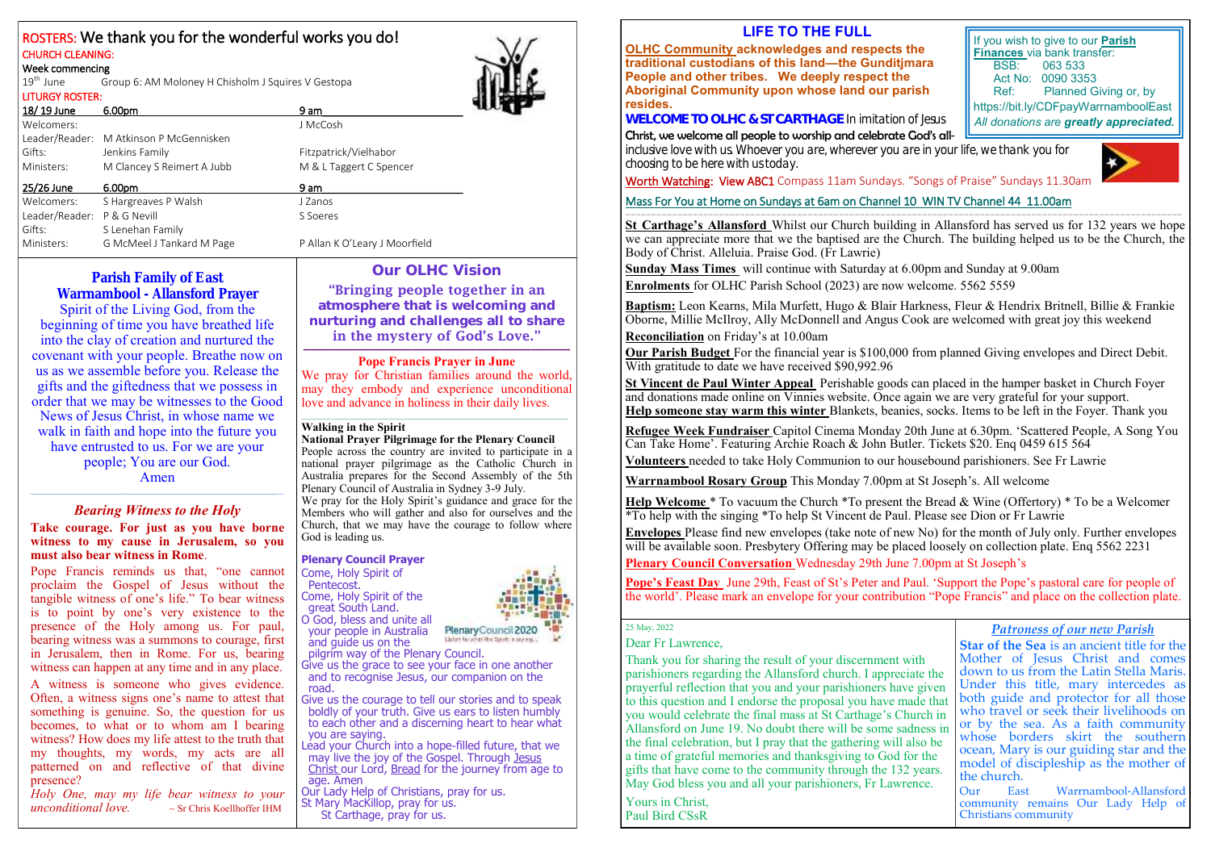## ROSTERS: We thank you for the wonderful works you do!

**CHURCH CLEANING:**

Week commencing

19th June Group 6: AM Moloney H Chisholm J Squires V Gestopa

**LITURGY ROSTER:**

| 18/ 19 June | 6.00pm | 9 am |
|---|---|---|
| Welcomers: | | J McCosh |
| Leader/Reader: | M Atkinson P McGennisken | |
| Gifts: | Jenkins Family | Fitzpatrick/Vielhabor |
| Ministers: | M Clancey S Reimert A Jubb | M & L Taggert C Spencer |
| **25/26 June** | **6.00pm** | **9 am** |
| Welcomers: | S Hargreaves P Walsh | J Zanos |
| Leader/Reader: | P & G Nevill | S Soeres |
| Gifts: | S Lenehan Family | |
| Ministers: | G McMeel J Tankard M Page | P Allan K O'Leary J Moorfield |

## Parish Family of East Warrnambool - Allansford Prayer

Spirit of the Living God, from the beginning of time you have breathed life into the clay of creation and nurtured the covenant with your people. Breathe now on us as we assemble before you. Release the gifts and the giftedness that we possess in order that we may be witnesses to the Good News of Jesus Christ, in whose name we walk in faith and hope into the future you have entrusted to us. For we are your people; You are our God.
Amen

### *Bearing Witness to the Holy*

**Take courage. For just as you have borne witness to my cause in Jerusalem, so you must also bear witness in Rome**.

Pope Francis reminds us that, "one cannot proclaim the Gospel of Jesus without the tangible witness of one's life." To bear witness is to point by one's very existence to the presence of the Holy among us. For paul, bearing witness was a summons to courage, first in Jerusalem, then in Rome. For us, bearing witness can happen at any time and in any place.

A witness is someone who gives evidence. Often, a witness signs one's name to attest that something is genuine. So, the question for us becomes, to what or to whom am I bearing witness? How does my life attest to the truth that my thoughts, my words, my acts are all patterned on and reflective of that divine presence?

*Holy One, may my life bear witness to your unconditional love.* ~ Sr Chris Koellhoffer IHM

## Our OLHC Vision

**"Bringing people together in an atmosphere that is welcoming and nurturing and challenges all to share in the mystery of God's Love."**

**Pope Francis Prayer in June**

We pray for Christian families around the world, may they embody and experience unconditional love and advance in holiness in their daily lives.

**Walking in the Spirit**

**National Prayer Pilgrimage for the Plenary Council**

People across the country are invited to participate in a national prayer pilgrimage as the Catholic Church in Australia prepares for the Second Assembly of the 5th Plenary Council of Australia in Sydney 3-9 July.

We pray for the Holy Spirit's guidance and grace for the Members who will gather and also for ourselves and the Church, that we may have the courage to follow where God is leading us.

**Plenary Council Prayer**

Come, Holy Spirit of Pentecost.
Come, Holy Spirit of the great South Land.
O God, bless and unite all your people in Australia and guide us on the pilgrim way of the Plenary Council.
Give us the grace to see your face in one another and to recognise Jesus, our companion on the road.
Give us the courage to tell our stories and to speak boldly of your truth. Give us ears to listen humbly to each other and a discerning heart to hear what you are saying.
Lead your Church into a hope-filled future, that we may live the joy of the Gospel. Through Jesus Christ our Lord, Bread for the journey from age to age. Amen
Our Lady Help of Christians, pray for us.
St Mary MacKillop, pray for us.
St Carthage, pray for us.

PlenaryCouncil2020 — Listen to what the Spirit is saying

## LIFE TO THE FULL

**OLHC Community acknowledges and respects the traditional custodians of this land—the Gunditjmara People and other tribes. We deeply respect the Aboriginal Community upon whose land our parish resides.**

If you wish to give to our **Parish Finances** via bank transfer:
BSB: 063 533
Act No: 0090 3353
Ref: Planned Giving or, by
https://bit.ly/CDFpayWarrnamboolEast
*All donations are **greatly appreciated.***

**WELCOME TO OLHC & ST CARTHAGE** In imitation of Jesus Christ, we welcome all people to worship and celebrate God's all-inclusive love with us. Whoever you are, wherever you are in your life, we thank you for choosing to be here with us today.

Worth Watching: View ABC1 Compass 11am Sundays. "Songs of Praise" Sundays 11.30am

Mass For You at Home on Sundays at 6am on Channel 10 WIN TV Channel 44 11.00am

**St Carthage's Allansford** Whilst our Church building in Allansford has served us for 132 years we hope we can appreciate more that we the baptised are the Church. The building helped us to be the Church, the Body of Christ. Alleluia. Praise God. (Fr Lawrie)

**Sunday Mass Times** will continue with Saturday at 6.00pm and Sunday at 9.00am

**Enrolments** for OLHC Parish School (2023) are now welcome. 5562 5559

**Baptism:** Leon Kearns, Mila Murfett, Hugo & Blair Harkness, Fleur & Hendrix Britnell, Billie & Frankie Oborne, Millie McIlroy, Ally McDonnell and Angus Cook are welcomed with great joy this weekend

**Reconciliation** on Friday's at 10.00am

**Our Parish Budget** For the financial year is $100,000 from planned Giving envelopes and Direct Debit. With gratitude to date we have received $90,992.96

**St Vincent de Paul Winter Appeal** Perishable goods can placed in the hamper basket in Church Foyer and donations made online on Vinnies website. Once again we are very grateful for your support.
**Help someone stay warm this winter** Blankets, beanies, socks. Items to be left in the Foyer. Thank you

**Refugee Week Fundraiser** Capitol Cinema Monday 20th June at 6.30pm. 'Scattered People, A Song You Can Take Home'. Featuring Archie Roach & John Butler. Tickets $20. Enq 0459 615 564

**Volunteers** needed to take Holy Communion to our housebound parishioners. See Fr Lawrie

**Warrnambool Rosary Group** This Monday 7.00pm at St Joseph's. All welcome

**Help Welcome** * To vacuum the Church *To present the Bread & Wine (Offertory) * To be a Welcomer *To help with the singing *To help St Vincent de Paul. Please see Dion or Fr Lawrie

**Envelopes** Please find new envelopes (take note of new No) for the month of July only. Further envelopes will be available soon. Presbytery Offering may be placed loosely on collection plate. Enq 5562 2231

**Plenary Council Conversation** Wednesday 29th June 7.00pm at St Joseph's

**Pope's Feast Day** June 29th, Feast of St's Peter and Paul. 'Support the Pope's pastoral care for people of the world'. Please mark an envelope for your contribution "Pope Francis" and place on the collection plate.

25 May, 2022

Dear Fr Lawrence,

Thank you for sharing the result of your discernment with parishioners regarding the Allansford church. I appreciate the prayerful reflection that you and your parishioners have given to this question and I endorse the proposal you have made that you would celebrate the final mass at St Carthage's Church in Allansford on June 19. No doubt there will be some sadness in the final celebration, but I pray that the gathering will also be a time of grateful memories and thanksgiving to God for the gifts that have come to the community through the 132 years. May God bless you and all your parishioners, Fr Lawrence.

Yours in Christ,
Paul Bird CSsR

### *Patroness of our new Parish*

**Star of the Sea** is an ancient title for the Mother of Jesus Christ and comes down to us from the Latin Stella Maris. Under this title, mary intercedes as both guide and protector for all those who travel or seek their livelihoods on or by the sea. As a faith community whose borders skirt the southern ocean, Mary is our guiding star and the model of discipleship as the mother of the church.

Our East Warrnambool-Allansford community remains Our Lady Help of Christians community